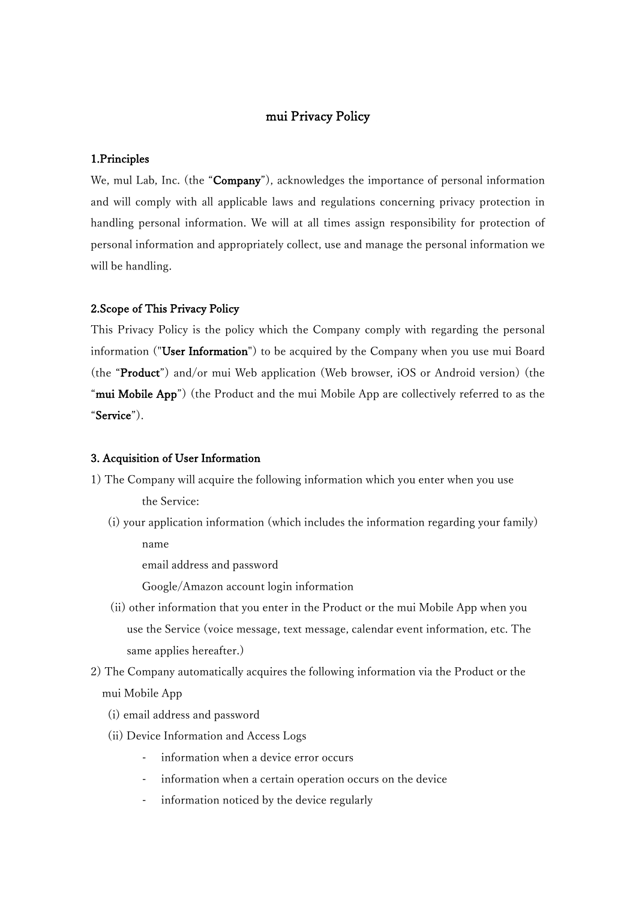# mui Privacy Policy

## 1.Principles

We, mul Lab, Inc. (the "**Company**"), acknowledges the importance of personal information and will comply with all applicable laws and regulations concerning privacy protection in handling personal information. We will at all times assign responsibility for protection of personal information and appropriately collect, use and manage the personal information we will be handling.

## 2.Scope of This Privacy Policy

This Privacy Policy is the policy which the Company comply with regarding the personal information ("**User Information**") to be acquired by the Company when you use mui Board (the "**Product**") and/or mui Web application (Web browser, iOS or Android version) (the "**mui Mobile App**") (the Product and the mui Mobile App are collectively referred to as the "**Service**").

## 3. Acquisition of User Information

1) The Company will acquire the following information which you enter when you use the Service:

(i) your application information (which includes the information regarding your family)

name

email address and password

Google/Amazon account login information

(ii) other information that you enter in the Product or the mui Mobile App when you use the Service (voice message, text message, calendar event information, etc. The same applies hereafter.)

2) The Company automatically acquires the following information via the Product or the mui Mobile App

(i) email address and password

(ii) Device Information and Access Logs

- information when a device error occurs
- information when a certain operation occurs on the device
- information noticed by the device regularly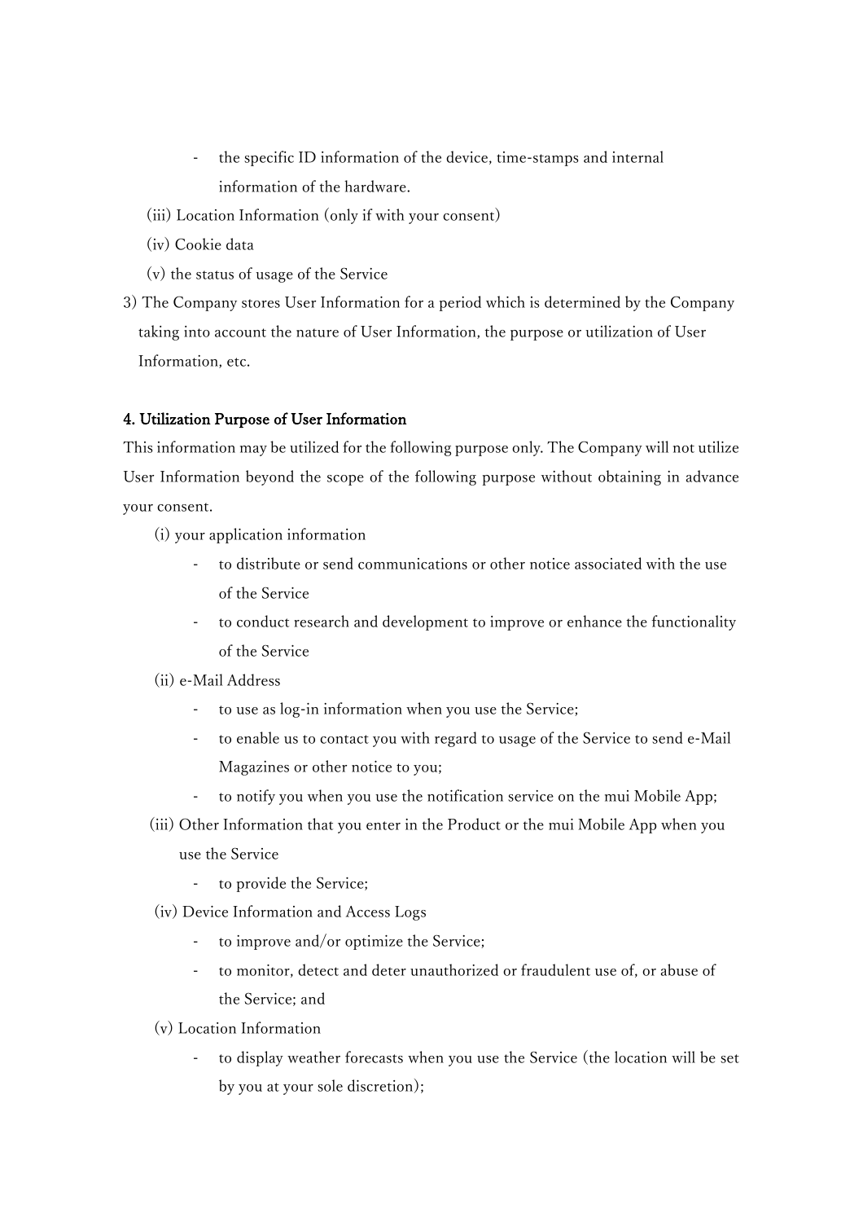- the specific ID information of the device, time-stamps and internal information of the hardware.

(iii) Location Information (only if with your consent)

(iv) Cookie data

(v) the status of usage of the Service

3) The Company stores User Information for a period which is determined by the Company taking into account the nature of User Information, the purpose or utilization of User Information, etc.

**4. Utilization Purpose of User Information**

This information may be utilized for the following purpose only. The Company will not utilize User Information beyond the scope of the following purpose without obtaining in advance your consent.

(i) your application information

- to distribute or send communications or other notice associated with the use of the Service
- to conduct research and development to improve or enhance the functionality of the Service

(ii) e-Mail Address

- to use as log-in information when you use the Service;
- to enable us to contact you with regard to usage of the Service to send e-Mail Magazines or other notice to you;
- to notify you when you use the notification service on the mui Mobile App;

(iii) Other Information that you enter in the Product or the mui Mobile App when you use the Service

- to provide the Service;

(iv) Device Information and Access Logs

- to improve and/or optimize the Service;
- to monitor, detect and deter unauthorized or fraudulent use of, or abuse of the Service; and

(v) Location Information

- to display weather forecasts when you use the Service (the location will be set by you at your sole discretion);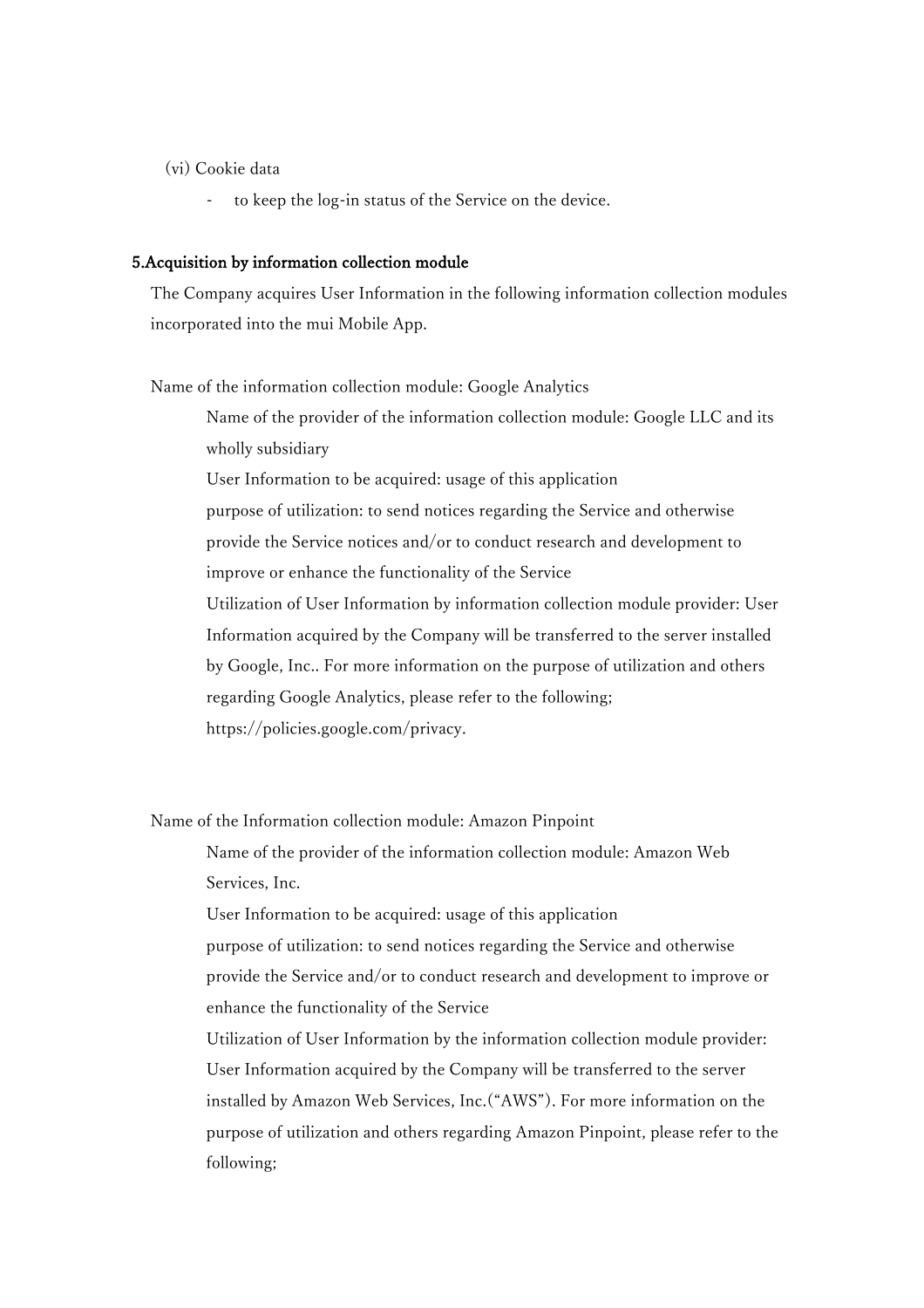(vi) Cookie data

- to keep the log-in status of the Service on the device.

**5.Acquisition by information collection module**

The Company acquires User Information in the following information collection modules incorporated into the mui Mobile App.

Name of the information collection module: Google Analytics

Name of the provider of the information collection module: Google LLC and its wholly subsidiary

User Information to be acquired: usage of this application

purpose of utilization: to send notices regarding the Service and otherwise provide the Service notices and/or to conduct research and development to improve or enhance the functionality of the Service

Utilization of User Information by information collection module provider: User Information acquired by the Company will be transferred to the server installed by Google, Inc.. For more information on the purpose of utilization and others regarding Google Analytics, please refer to the following; https://policies.google.com/privacy.

Name of the Information collection module: Amazon Pinpoint

Name of the provider of the information collection module: Amazon Web Services, Inc.

User Information to be acquired: usage of this application

purpose of utilization: to send notices regarding the Service and otherwise provide the Service and/or to conduct research and development to improve or enhance the functionality of the Service

Utilization of User Information by the information collection module provider: User Information acquired by the Company will be transferred to the server installed by Amazon Web Services, Inc.("AWS"). For more information on the purpose of utilization and others regarding Amazon Pinpoint, please refer to the following;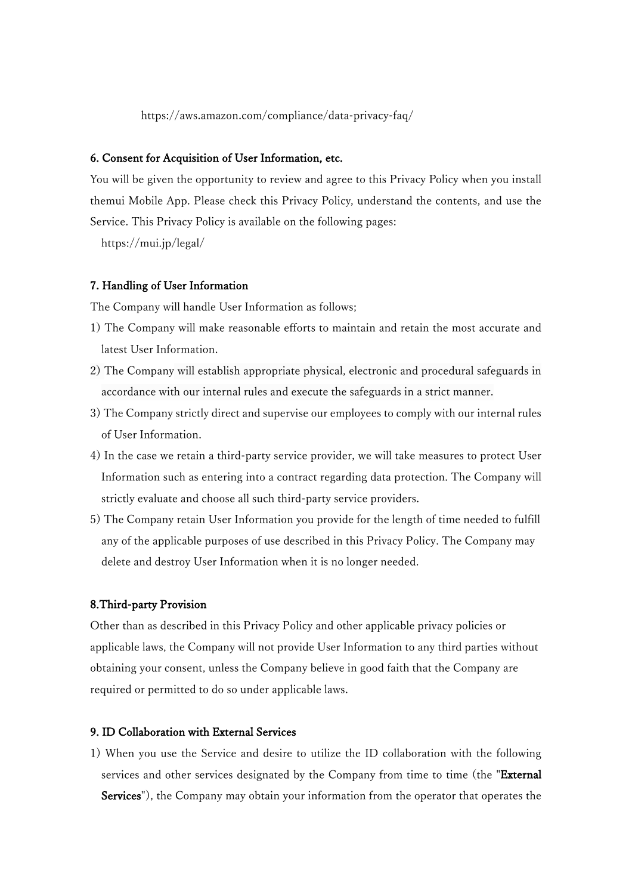https://aws.amazon.com/compliance/data-privacy-faq/

**6. Consent for Acquisition of User Information, etc.**

You will be given the opportunity to review and agree to this Privacy Policy when you install themui Mobile App. Please check this Privacy Policy, understand the contents, and use the Service. This Privacy Policy is available on the following pages:

https://mui.jp/legal/

**7. Handling of User Information**

The Company will handle User Information as follows;

1) The Company will make reasonable efforts to maintain and retain the most accurate and latest User Information.
2) The Company will establish appropriate physical, electronic and procedural safeguards in accordance with our internal rules and execute the safeguards in a strict manner.
3) The Company strictly direct and supervise our employees to comply with our internal rules of User Information.
4) In the case we retain a third-party service provider, we will take measures to protect User Information such as entering into a contract regarding data protection. The Company will strictly evaluate and choose all such third-party service providers.
5) The Company retain User Information you provide for the length of time needed to fulfill any of the applicable purposes of use described in this Privacy Policy. The Company may delete and destroy User Information when it is no longer needed.

**8.Third-party Provision**

Other than as described in this Privacy Policy and other applicable privacy policies or applicable laws, the Company will not provide User Information to any third parties without obtaining your consent, unless the Company believe in good faith that the Company are required or permitted to do so under applicable laws.

**9. ID Collaboration with External Services**

1) When you use the Service and desire to utilize the ID collaboration with the following services and other services designated by the Company from time to time (the "**External Services**"), the Company may obtain your information from the operator that operates the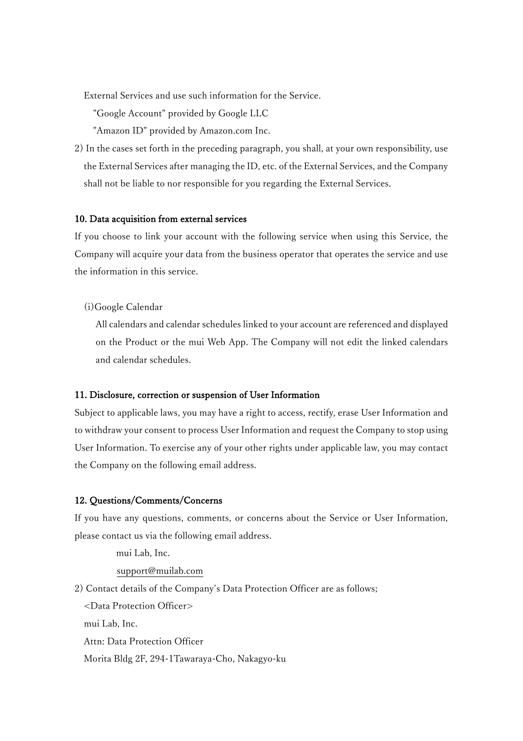External Services and use such information for the Service.

"Google Account" provided by Google LLC

"Amazon ID" provided by Amazon.com Inc.

2) In the cases set forth in the preceding paragraph, you shall, at your own responsibility, use the External Services after managing the ID, etc. of the External Services, and the Company shall not be liable to nor responsible for you regarding the External Services.

**10. Data acquisition from external services**

If you choose to link your account with the following service when using this Service, the Company will acquire your data from the business operator that operates the service and use the information in this service.

(i)Google Calendar

All calendars and calendar schedules linked to your account are referenced and displayed on the Product or the mui Web App. The Company will not edit the linked calendars and calendar schedules.

**11. Disclosure, correction or suspension of User Information**

Subject to applicable laws, you may have a right to access, rectify, erase User Information and to withdraw your consent to process User Information and request the Company to stop using User Information. To exercise any of your other rights under applicable law, you may contact the Company on the following email address.

**12. Questions/Comments/Concerns**

If you have any questions, comments, or concerns about the Service or User Information, please contact us via the following email address.

mui Lab, Inc.
support@muilab.com

2) Contact details of the Company's Data Protection Officer are as follows;

<Data Protection Officer>
mui Lab, Inc.
Attn: Data Protection Officer
Morita Bldg 2F, 294-1Tawaraya-Cho, Nakagyo-ku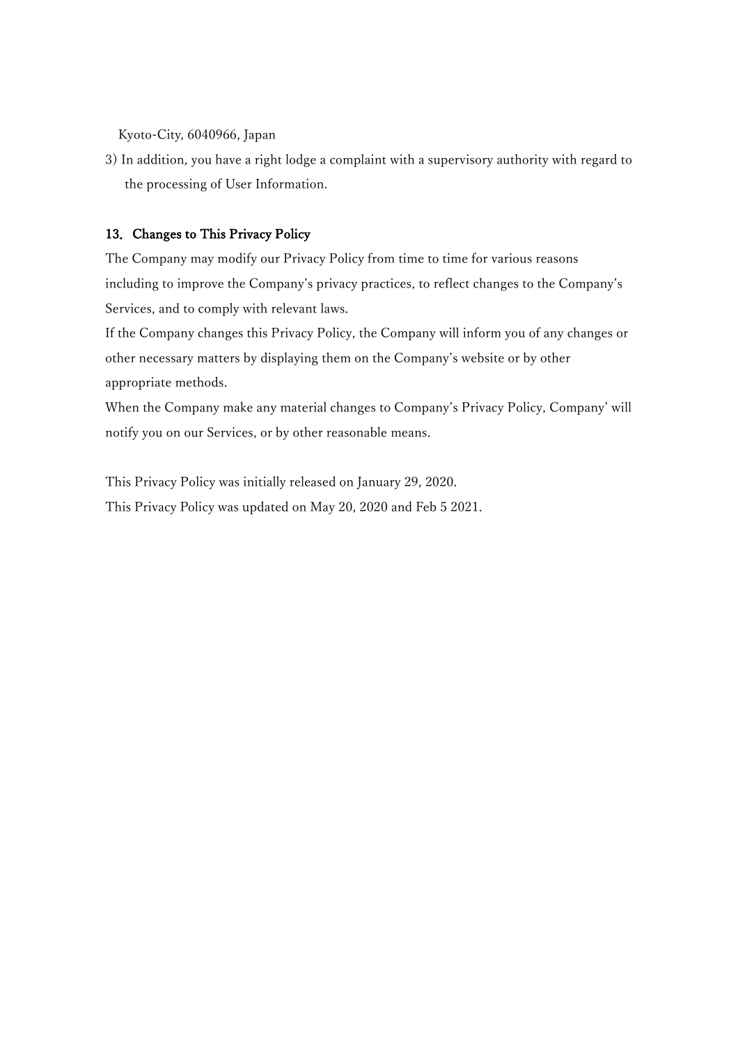Kyoto-City, 6040966, Japan

3) In addition, you have a right lodge a complaint with a supervisory authority with regard to the processing of User Information.

## 13. Changes to This Privacy Policy

The Company may modify our Privacy Policy from time to time for various reasons including to improve the Company's privacy practices, to reflect changes to the Company's Services, and to comply with relevant laws.

If the Company changes this Privacy Policy, the Company will inform you of any changes or other necessary matters by displaying them on the Company's website or by other appropriate methods.

When the Company make any material changes to Company's Privacy Policy, Company' will notify you on our Services, or by other reasonable means.

This Privacy Policy was initially released on January 29, 2020.

This Privacy Policy was updated on May 20, 2020 and Feb 5 2021.